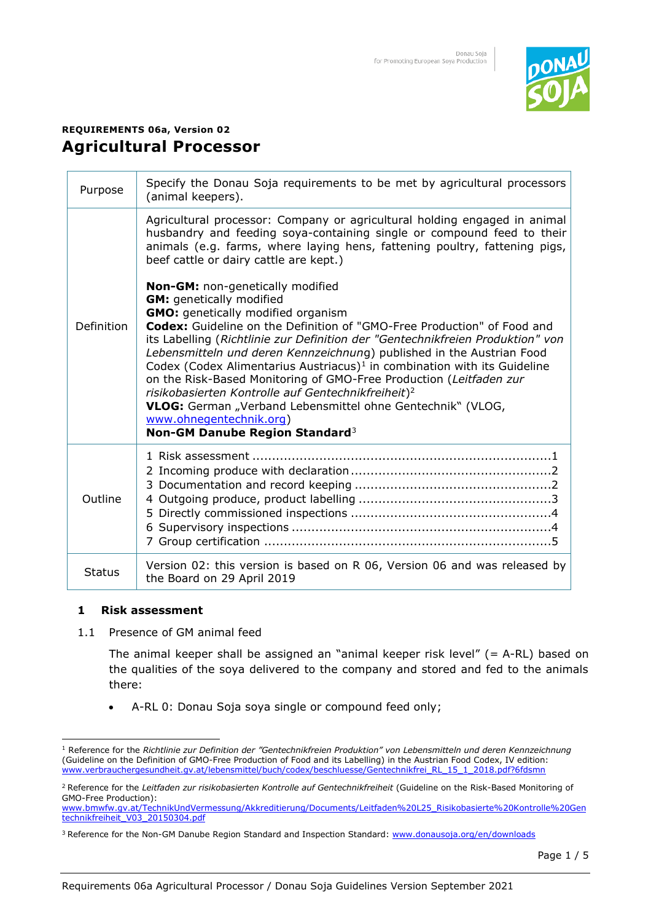**REQUIREMENTS 06a, Version 02**

# Agricultural Processor

| | |
|---|---|
| Purpose | Specify the Donau Soja requirements to be met by agricultural processors (animal keepers). |
| Definition | Agricultural processor: Company or agricultural holding engaged in animal husbandry and feeding soya-containing single or compound feed to their animals (e.g. farms, where laying hens, fattening poultry, fattening pigs, beef cattle or dairy cattle are kept.)<br><br>**Non-GM:** non-genetically modified<br>**GM:** genetically modified<br>**GMO:** genetically modified organism<br>**Codex:** Guideline on the Definition of "GMO-Free Production" of Food and its Labelling (*Richtlinie zur Definition der "Gentechnikfreien Produktion" von Lebensmitteln und deren Kennzeichnun*g) published in the Austrian Food Codex (Codex Alimentarius Austriacus)[1] in combination with its Guideline on the Risk-Based Monitoring of GMO-Free Production (*Leitfaden zur risikobasierten Kontrolle auf Gentechnikfreiheit*)[2]<br>**VLOG:** German „Verband Lebensmittel ohne Gentechnik" (VLOG, www.ohnegentechnik.org)<br>**Non-GM Danube Region Standard**[3] |
| Outline | 1 Risk assessment ....................1<br>2 Incoming produce with declaration ....................2<br>3 Documentation and record keeping ....................2<br>4 Outgoing produce, product labelling ....................3<br>5 Directly commissioned inspections ....................4<br>6 Supervisory inspections ....................4<br>7 Group certification ....................5 |
| Status | Version 02: this version is based on R 06, Version 06 and was released by the Board on 29 April 2019 |

## 1 Risk assessment

1.1 Presence of GM animal feed

The animal keeper shall be assigned an "animal keeper risk level" (= A-RL) based on the qualities of the soya delivered to the company and stored and fed to the animals there:

- A-RL 0: Donau Soja soya single or compound feed only;

---

[1] Reference for the *Richtlinie zur Definition der "Gentechnikfreien Produktion" von Lebensmitteln und deren Kennzeichnung* (Guideline on the Definition of GMO-Free Production of Food and its Labelling) in the Austrian Food Codex, IV edition: www.verbrauchergesundheit.gv.at/lebensmittel/buch/codex/beschluesse/Gentechnikfrei_RL_15_1_2018.pdf?6fdsmn

[2] Reference for the *Leitfaden zur risikobasierten Kontrolle auf Gentechnikfreiheit* (Guideline on the Risk-Based Monitoring of GMO-Free Production): www.bmwfw.gv.at/TechnikUndVermessung/Akkreditierung/Documents/Leitfaden%20L25_Risikobasierte%20Kontrolle%20Gentechnikfreiheit_V03_20150304.pdf

[3] Reference for the Non-GM Danube Region Standard and Inspection Standard: www.donausoja.org/en/downloads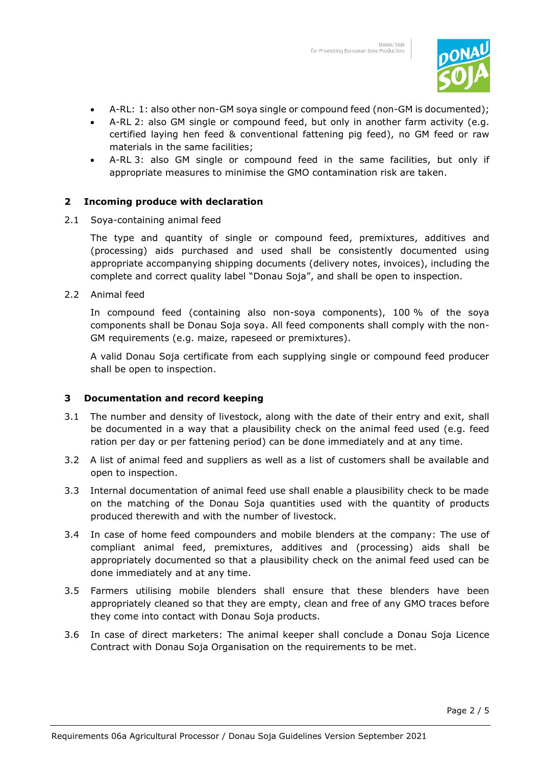- A-RL: 1: also other non-GM soya single or compound feed (non-GM is documented);
- A-RL 2: also GM single or compound feed, but only in another farm activity (e.g. certified laying hen feed & conventional fattening pig feed), no GM feed or raw materials in the same facilities;
- A-RL 3: also GM single or compound feed in the same facilities, but only if appropriate measures to minimise the GMO contamination risk are taken.

## 2 Incoming produce with declaration

2.1 Soya-containing animal feed

The type and quantity of single or compound feed, premixtures, additives and (processing) aids purchased and used shall be consistently documented using appropriate accompanying shipping documents (delivery notes, invoices), including the complete and correct quality label "Donau Soja", and shall be open to inspection.

2.2 Animal feed

In compound feed (containing also non-soya components), 100 % of the soya components shall be Donau Soja soya. All feed components shall comply with the non-GM requirements (e.g. maize, rapeseed or premixtures).

A valid Donau Soja certificate from each supplying single or compound feed producer shall be open to inspection.

## 3 Documentation and record keeping

3.1 The number and density of livestock, along with the date of their entry and exit, shall be documented in a way that a plausibility check on the animal feed used (e.g. feed ration per day or per fattening period) can be done immediately and at any time.

3.2 A list of animal feed and suppliers as well as a list of customers shall be available and open to inspection.

3.3 Internal documentation of animal feed use shall enable a plausibility check to be made on the matching of the Donau Soja quantities used with the quantity of products produced therewith and with the number of livestock.

3.4 In case of home feed compounders and mobile blenders at the company: The use of compliant animal feed, premixtures, additives and (processing) aids shall be appropriately documented so that a plausibility check on the animal feed used can be done immediately and at any time.

3.5 Farmers utilising mobile blenders shall ensure that these blenders have been appropriately cleaned so that they are empty, clean and free of any GMO traces before they come into contact with Donau Soja products.

3.6 In case of direct marketers: The animal keeper shall conclude a Donau Soja Licence Contract with Donau Soja Organisation on the requirements to be met.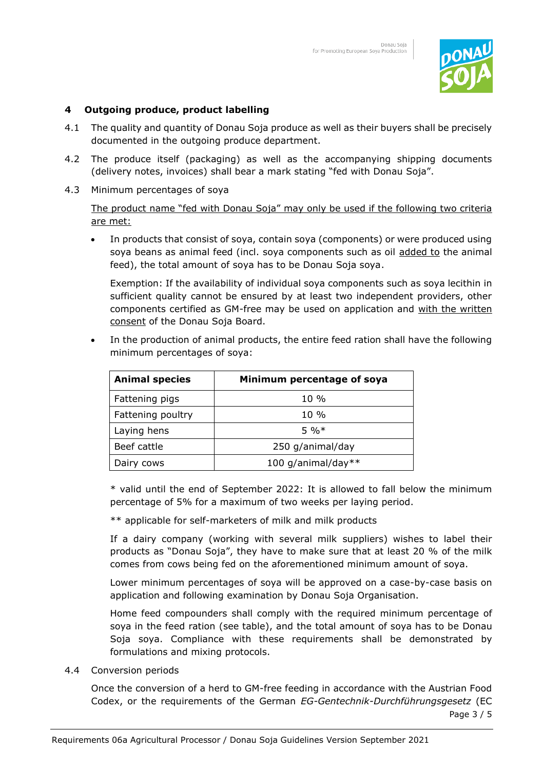## 4 Outgoing produce, product labelling

4.1 The quality and quantity of Donau Soja produce as well as their buyers shall be precisely documented in the outgoing produce department.

4.2 The produce itself (packaging) as well as the accompanying shipping documents (delivery notes, invoices) shall bear a mark stating "fed with Donau Soja".

4.3 Minimum percentages of soya

<u>The product name "fed with Donau Soja" may only be used if the following two criteria are met:</u>

- In products that consist of soya, contain soya (components) or were produced using soya beans as animal feed (incl. soya components such as oil <u>added to</u> the animal feed), the total amount of soya has to be Donau Soja soya.

  Exemption: If the availability of individual soya components such as soya lecithin in sufficient quality cannot be ensured by at least two independent providers, other components certified as GM-free may be used on application and <u>with the written consent</u> of the Donau Soja Board.

- In the production of animal products, the entire feed ration shall have the following minimum percentages of soya:

| **Animal species** | **Minimum percentage of soya** |
|---|---|
| Fattening pigs | 10 % |
| Fattening poultry | 10 % |
| Laying hens | 5 %* |
| Beef cattle | 250 g/animal/day |
| Dairy cows | 100 g/animal/day** |

  * valid until the end of September 2022: It is allowed to fall below the minimum percentage of 5% for a maximum of two weeks per laying period.

  ** applicable for self-marketers of milk and milk products

  If a dairy company (working with several milk suppliers) wishes to label their products as "Donau Soja", they have to make sure that at least 20 % of the milk comes from cows being fed on the aforementioned minimum amount of soya.

  Lower minimum percentages of soya will be approved on a case-by-case basis on application and following examination by Donau Soja Organisation.

  Home feed compounders shall comply with the required minimum percentage of soya in the feed ration (see table), and the total amount of soya has to be Donau Soja soya. Compliance with these requirements shall be demonstrated by formulations and mixing protocols.

4.4 Conversion periods

Once the conversion of a herd to GM-free feeding in accordance with the Austrian Food Codex, or the requirements of the German *EG-Gentechnik-Durchführungsgesetz* (EC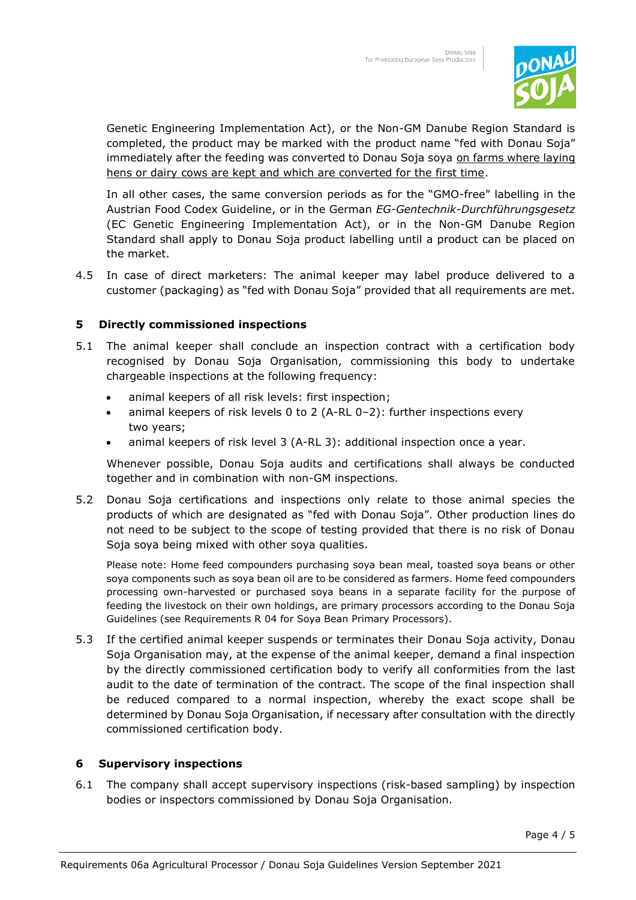Genetic Engineering Implementation Act), or the Non-GM Danube Region Standard is completed, the product may be marked with the product name "fed with Donau Soja" immediately after the feeding was converted to Donau Soja soya on farms where laying hens or dairy cows are kept and which are converted for the first time.

In all other cases, the same conversion periods as for the "GMO-free" labelling in the Austrian Food Codex Guideline, or in the German *EG-Gentechnik-Durchführungsgesetz* (EC Genetic Engineering Implementation Act), or in the Non-GM Danube Region Standard shall apply to Donau Soja product labelling until a product can be placed on the market.

4.5 In case of direct marketers: The animal keeper may label produce delivered to a customer (packaging) as "fed with Donau Soja" provided that all requirements are met.

## 5 Directly commissioned inspections

5.1 The animal keeper shall conclude an inspection contract with a certification body recognised by Donau Soja Organisation, commissioning this body to undertake chargeable inspections at the following frequency:

- animal keepers of all risk levels: first inspection;
- animal keepers of risk levels 0 to 2 (A-RL 0–2): further inspections every two years;
- animal keepers of risk level 3 (A-RL 3): additional inspection once a year.

Whenever possible, Donau Soja audits and certifications shall always be conducted together and in combination with non-GM inspections.

5.2 Donau Soja certifications and inspections only relate to those animal species the products of which are designated as "fed with Donau Soja". Other production lines do not need to be subject to the scope of testing provided that there is no risk of Donau Soja soya being mixed with other soya qualities.

Please note: Home feed compounders purchasing soya bean meal, toasted soya beans or other soya components such as soya bean oil are to be considered as farmers. Home feed compounders processing own-harvested or purchased soya beans in a separate facility for the purpose of feeding the livestock on their own holdings, are primary processors according to the Donau Soja Guidelines (see Requirements R 04 for Soya Bean Primary Processors).

5.3 If the certified animal keeper suspends or terminates their Donau Soja activity, Donau Soja Organisation may, at the expense of the animal keeper, demand a final inspection by the directly commissioned certification body to verify all conformities from the last audit to the date of termination of the contract. The scope of the final inspection shall be reduced compared to a normal inspection, whereby the exact scope shall be determined by Donau Soja Organisation, if necessary after consultation with the directly commissioned certification body.

## 6 Supervisory inspections

6.1 The company shall accept supervisory inspections (risk-based sampling) by inspection bodies or inspectors commissioned by Donau Soja Organisation.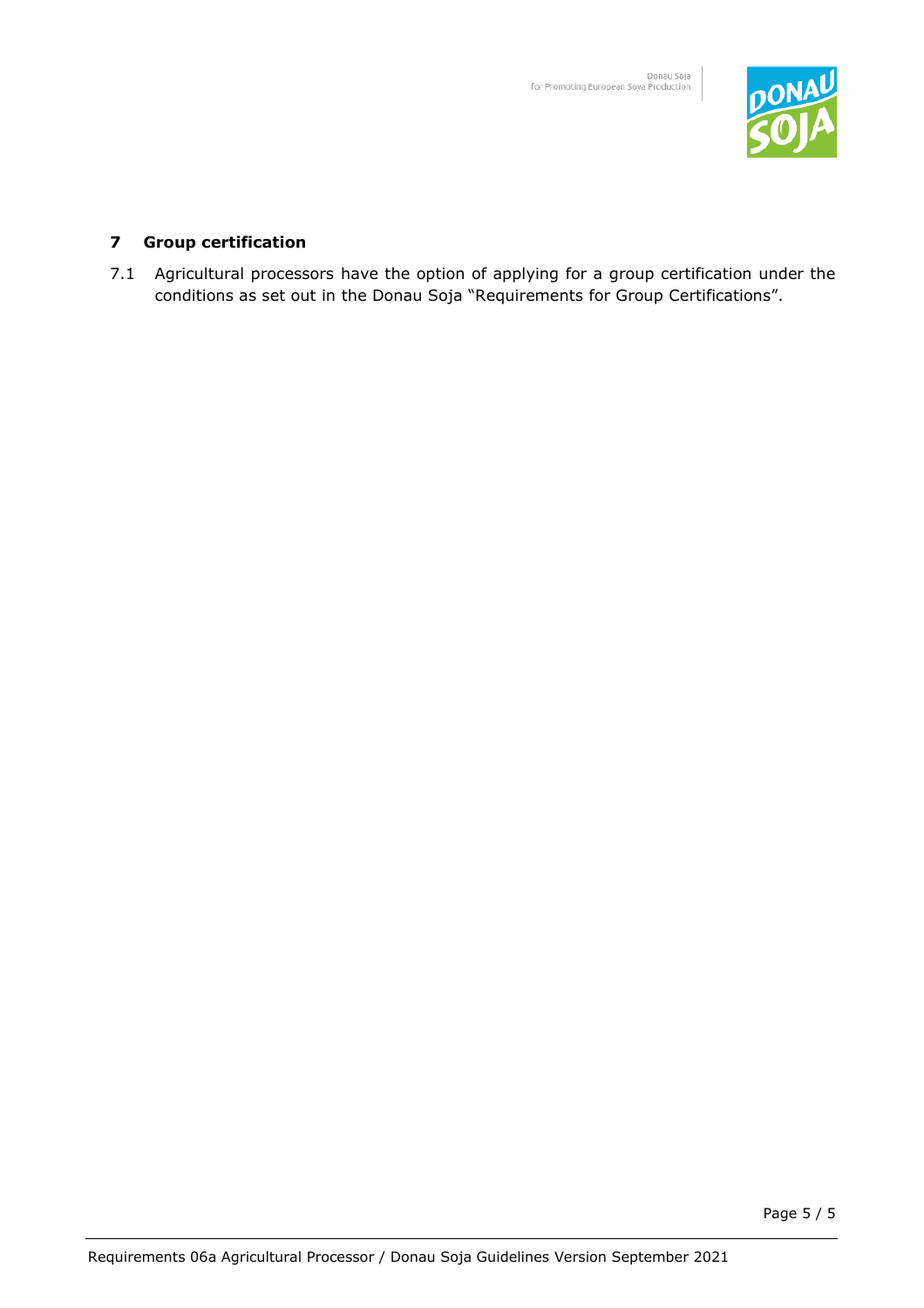## 7 Group certification

7.1 Agricultural processors have the option of applying for a group certification under the conditions as set out in the Donau Soja "Requirements for Group Certifications".